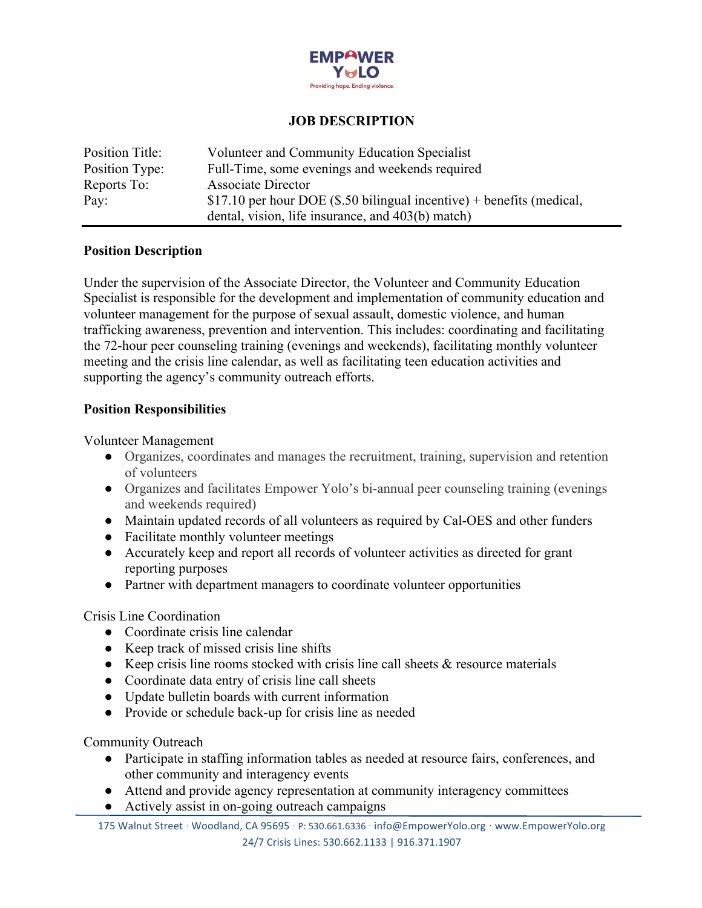EMPOWER YOLO

Providing hope. Ending violence.

# JOB DESCRIPTION

| | |
|---|---|
| Position Title: | Volunteer and Community Education Specialist |
| Position Type: | Full-Time, some evenings and weekends required |
| Reports To: | Associate Director |
| Pay: | $17.10 per hour DOE ($.50 bilingual incentive) + benefits (medical, dental, vision, life insurance, and 403(b) match) |

## Position Description

Under the supervision of the Associate Director, the Volunteer and Community Education Specialist is responsible for the development and implementation of community education and volunteer management for the purpose of sexual assault, domestic violence, and human trafficking awareness, prevention and intervention. This includes: coordinating and facilitating the 72-hour peer counseling training (evenings and weekends), facilitating monthly volunteer meeting and the crisis line calendar, as well as facilitating teen education activities and supporting the agency's community outreach efforts.

## Position Responsibilities

Volunteer Management

- Organizes, coordinates and manages the recruitment, training, supervision and retention of volunteers
- Organizes and facilitates Empower Yolo's bi-annual peer counseling training (evenings and weekends required)
- Maintain updated records of all volunteers as required by Cal-OES and other funders
- Facilitate monthly volunteer meetings
- Accurately keep and report all records of volunteer activities as directed for grant reporting purposes
- Partner with department managers to coordinate volunteer opportunities

Crisis Line Coordination

- Coordinate crisis line calendar
- Keep track of missed crisis line shifts
- Keep crisis line rooms stocked with crisis line call sheets & resource materials
- Coordinate data entry of crisis line call sheets
- Update bulletin boards with current information
- Provide or schedule back-up for crisis line as needed

Community Outreach

- Participate in staffing information tables as needed at resource fairs, conferences, and other community and interagency events
- Attend and provide agency representation at community interagency committees
- Actively assist in on-going outreach campaigns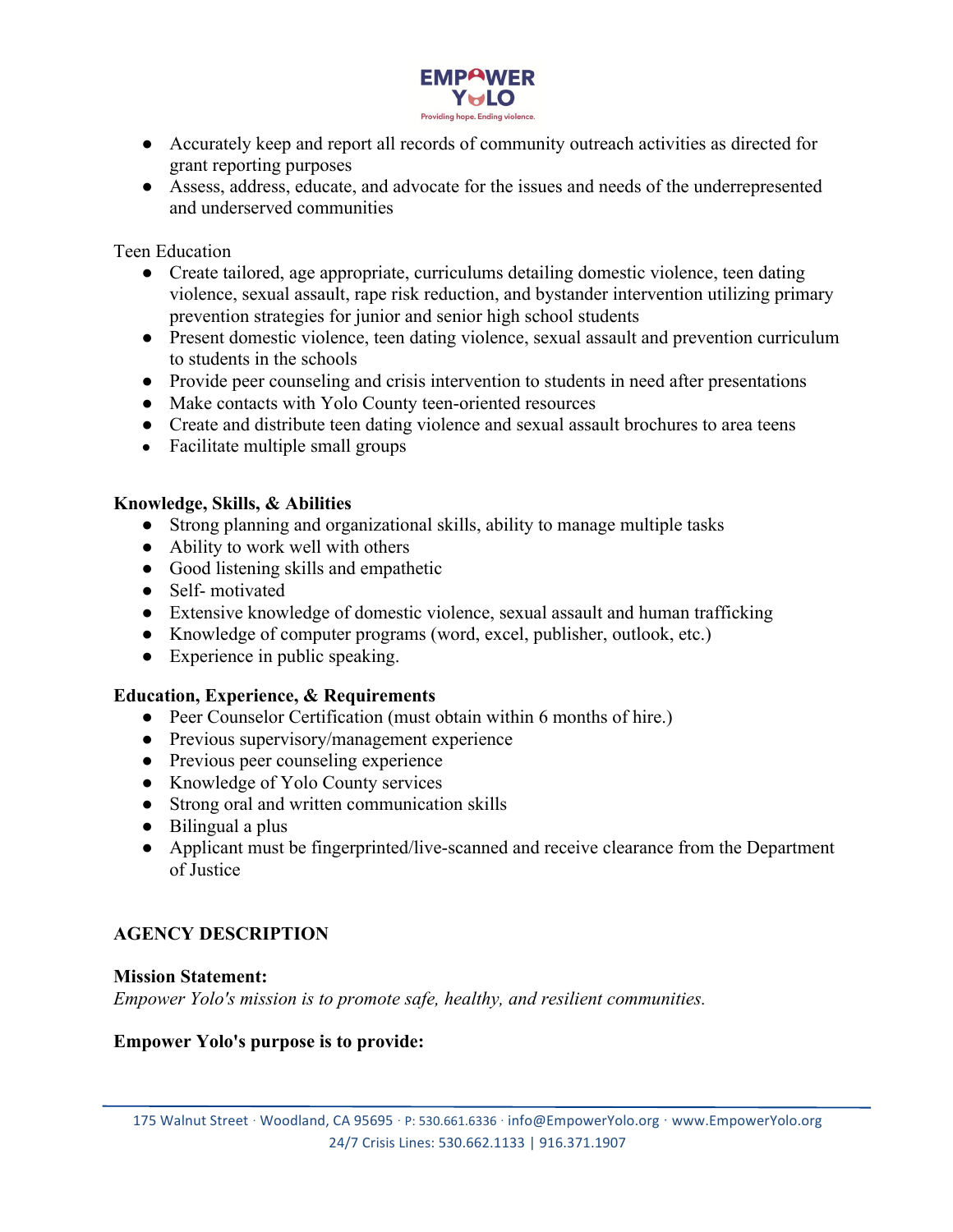- Accurately keep and report all records of community outreach activities as directed for grant reporting purposes
- Assess, address, educate, and advocate for the issues and needs of the underrepresented and underserved communities

Teen Education

- Create tailored, age appropriate, curriculums detailing domestic violence, teen dating violence, sexual assault, rape risk reduction, and bystander intervention utilizing primary prevention strategies for junior and senior high school students
- Present domestic violence, teen dating violence, sexual assault and prevention curriculum to students in the schools
- Provide peer counseling and crisis intervention to students in need after presentations
- Make contacts with Yolo County teen-oriented resources
- Create and distribute teen dating violence and sexual assault brochures to area teens
- Facilitate multiple small groups

**Knowledge, Skills, & Abilities**

- Strong planning and organizational skills, ability to manage multiple tasks
- Ability to work well with others
- Good listening skills and empathetic
- Self- motivated
- Extensive knowledge of domestic violence, sexual assault and human trafficking
- Knowledge of computer programs (word, excel, publisher, outlook, etc.)
- Experience in public speaking.

**Education, Experience, & Requirements**

- Peer Counselor Certification (must obtain within 6 months of hire.)
- Previous supervisory/management experience
- Previous peer counseling experience
- Knowledge of Yolo County services
- Strong oral and written communication skills
- Bilingual a plus
- Applicant must be fingerprinted/live-scanned and receive clearance from the Department of Justice

**AGENCY DESCRIPTION**

**Mission Statement:**
*Empower Yolo's mission is to promote safe, healthy, and resilient communities.*

**Empower Yolo's purpose is to provide:**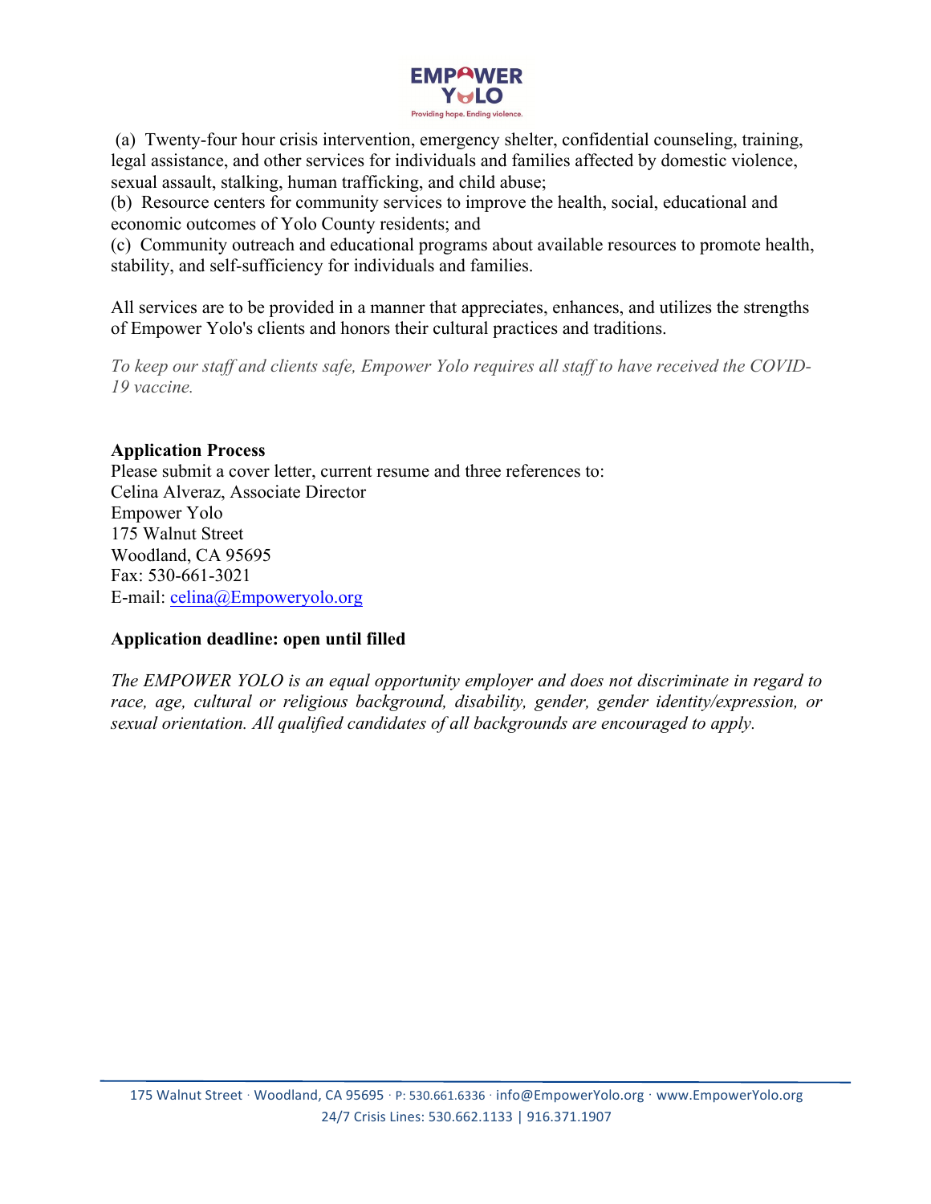(a) Twenty-four hour crisis intervention, emergency shelter, confidential counseling, training, legal assistance, and other services for individuals and families affected by domestic violence, sexual assault, stalking, human trafficking, and child abuse;
(b) Resource centers for community services to improve the health, social, educational and economic outcomes of Yolo County residents; and
(c) Community outreach and educational programs about available resources to promote health, stability, and self-sufficiency for individuals and families.

All services are to be provided in a manner that appreciates, enhances, and utilizes the strengths of Empower Yolo's clients and honors their cultural practices and traditions.

*To keep our staff and clients safe, Empower Yolo requires all staff to have received the COVID-19 vaccine.*

**Application Process**
Please submit a cover letter, current resume and three references to:
Celina Alveraz, Associate Director
Empower Yolo
175 Walnut Street
Woodland, CA 95695
Fax: 530-661-3021
E-mail: celina@Empoweryolo.org

**Application deadline: open until filled**

*The EMPOWER YOLO is an equal opportunity employer and does not discriminate in regard to race, age, cultural or religious background, disability, gender, gender identity/expression, or sexual orientation. All qualified candidates of all backgrounds are encouraged to apply.*